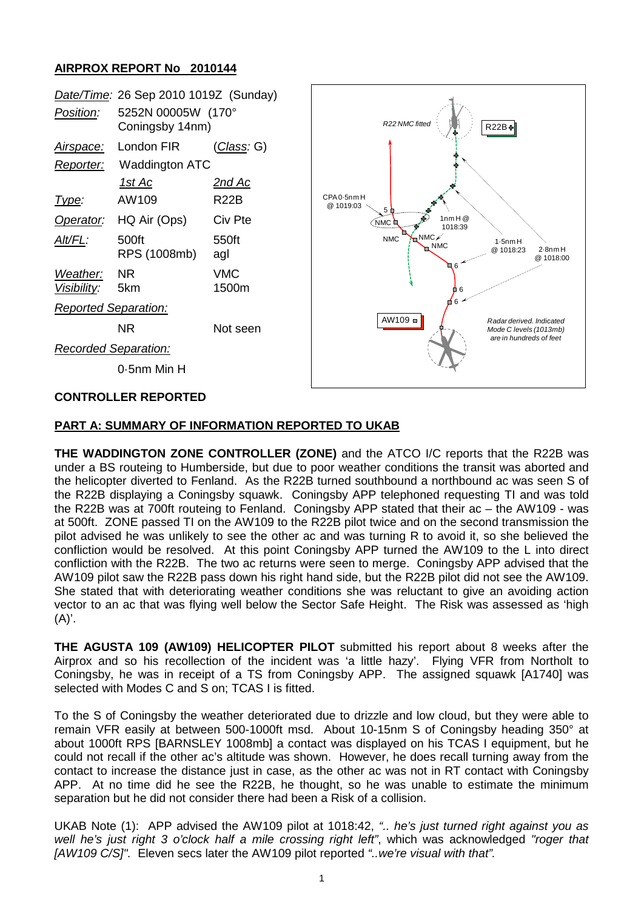# AIRPROX REPORT No 2010144

| | | |
|---|---|---|
| *Date/Time:* | 26 Sep 2010 1019Z (Sunday) | |
| *Position:* | 5252N 00005W (170° Coningsby 14nm) | |
| *Airspace:* | London FIR | (*Class:* G) |
| *Reporter:* | Waddington ATC | |
| | *1st Ac* | *2nd Ac* |
| *Type:* | AW109 | R22B |
| *Operator:* | HQ Air (Ops) | Civ Pte |
| *Alt/FL:* | 500ft RPS (1008mb) | 550ft agl |
| *Weather:* | NR | VMC |
| *Visibility:* | 5km | 1500m |
| *Reported Separation:* | | |
| | NR | Not seen |
| *Recorded Separation:* | | |
| | 0·5nm Min H | |

**CONTROLLER REPORTED**

## PART A: SUMMARY OF INFORMATION REPORTED TO UKAB

**THE WADDINGTON ZONE CONTROLLER (ZONE)** and the ATCO I/C reports that the R22B was under a BS routeing to Humberside, but due to poor weather conditions the transit was aborted and the helicopter diverted to Fenland. As the R22B turned southbound a northbound ac was seen S of the R22B displaying a Coningsby squawk. Coningsby APP telephoned requesting TI and was told the R22B was at 700ft routeing to Fenland. Coningsby APP stated that their ac – the AW109 - was at 500ft. ZONE passed TI on the AW109 to the R22B pilot twice and on the second transmission the pilot advised he was unlikely to see the other ac and was turning R to avoid it, so she believed the confliction would be resolved. At this point Coningsby APP turned the AW109 to the L into direct confliction with the R22B. The two ac returns were seen to merge. Coningsby APP advised that the AW109 pilot saw the R22B pass down his right hand side, but the R22B pilot did not see the AW109. She stated that with deteriorating weather conditions she was reluctant to give an avoiding action vector to an ac that was flying well below the Sector Safe Height. The Risk was assessed as 'high (A)'.

**THE AGUSTA 109 (AW109) HELICOPTER PILOT** submitted his report about 8 weeks after the Airprox and so his recollection of the incident was 'a little hazy'. Flying VFR from Northolt to Coningsby, he was in receipt of a TS from Coningsby APP. The assigned squawk [A1740] was selected with Modes C and S on; TCAS I is fitted.

To the S of Coningsby the weather deteriorated due to drizzle and low cloud, but they were able to remain VFR easily at between 500-1000ft msd. About 10-15nm S of Coningsby heading 350° at about 1000ft RPS [BARNSLEY 1008mb] a contact was displayed on his TCAS I equipment, but he could not recall if the other ac's altitude was shown. However, he does recall turning away from the contact to increase the distance just in case, as the other ac was not in RT contact with Coningsby APP. At no time did he see the R22B, he thought, so he was unable to estimate the minimum separation but he did not consider there had been a Risk of a collision.

UKAB Note (1): APP advised the AW109 pilot at 1018:42, *".. he's just turned right against you as well he's just right 3 o'clock half a mile crossing right left"*, which was acknowledged *"roger that [AW109 C/S]".* Eleven secs later the AW109 pilot reported *"..we're visual with that".*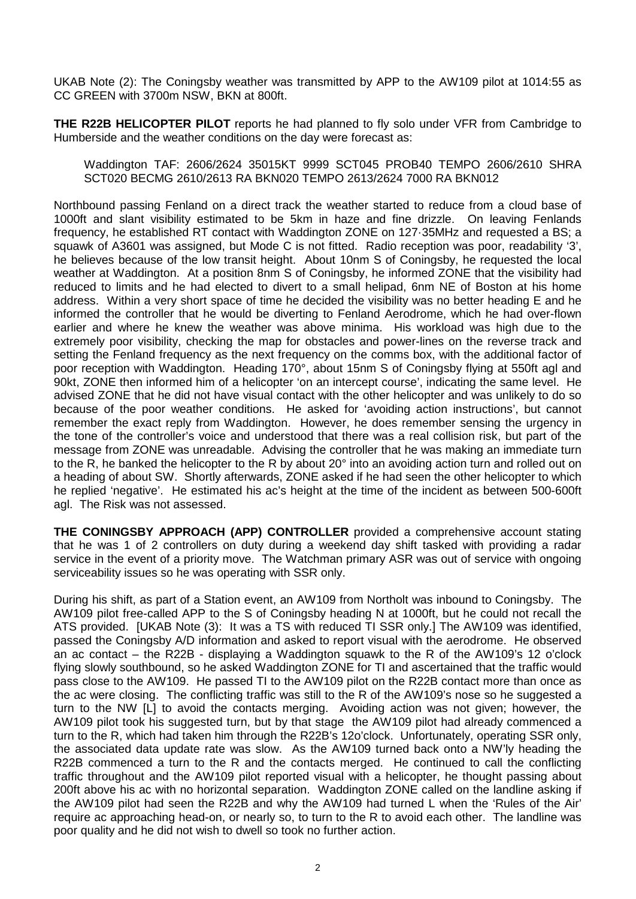UKAB Note (2): The Coningsby weather was transmitted by APP to the AW109 pilot at 1014:55 as CC GREEN with 3700m NSW, BKN at 800ft.

**THE R22B HELICOPTER PILOT** reports he had planned to fly solo under VFR from Cambridge to Humberside and the weather conditions on the day were forecast as:

Waddington TAF: 2606/2624 35015KT 9999 SCT045 PROB40 TEMPO 2606/2610 SHRA SCT020 BECMG 2610/2613 RA BKN020 TEMPO 2613/2624 7000 RA BKN012

Northbound passing Fenland on a direct track the weather started to reduce from a cloud base of 1000ft and slant visibility estimated to be 5km in haze and fine drizzle. On leaving Fenlands frequency, he established RT contact with Waddington ZONE on 127·35MHz and requested a BS; a squawk of A3601 was assigned, but Mode C is not fitted. Radio reception was poor, readability '3', he believes because of the low transit height. About 10nm S of Coningsby, he requested the local weather at Waddington. At a position 8nm S of Coningsby, he informed ZONE that the visibility had reduced to limits and he had elected to divert to a small helipad, 6nm NE of Boston at his home address. Within a very short space of time he decided the visibility was no better heading E and he informed the controller that he would be diverting to Fenland Aerodrome, which he had over-flown earlier and where he knew the weather was above minima. His workload was high due to the extremely poor visibility, checking the map for obstacles and power-lines on the reverse track and setting the Fenland frequency as the next frequency on the comms box, with the additional factor of poor reception with Waddington. Heading 170°, about 15nm S of Coningsby flying at 550ft agl and 90kt, ZONE then informed him of a helicopter 'on an intercept course', indicating the same level. He advised ZONE that he did not have visual contact with the other helicopter and was unlikely to do so because of the poor weather conditions. He asked for 'avoiding action instructions', but cannot remember the exact reply from Waddington. However, he does remember sensing the urgency in the tone of the controller's voice and understood that there was a real collision risk, but part of the message from ZONE was unreadable. Advising the controller that he was making an immediate turn to the R, he banked the helicopter to the R by about 20° into an avoiding action turn and rolled out on a heading of about SW. Shortly afterwards, ZONE asked if he had seen the other helicopter to which he replied 'negative'. He estimated his ac's height at the time of the incident as between 500-600ft agl. The Risk was not assessed.

**THE CONINGSBY APPROACH (APP) CONTROLLER** provided a comprehensive account stating that he was 1 of 2 controllers on duty during a weekend day shift tasked with providing a radar service in the event of a priority move. The Watchman primary ASR was out of service with ongoing serviceability issues so he was operating with SSR only.

During his shift, as part of a Station event, an AW109 from Northolt was inbound to Coningsby. The AW109 pilot free-called APP to the S of Coningsby heading N at 1000ft, but he could not recall the ATS provided. [UKAB Note (3): It was a TS with reduced TI SSR only.] The AW109 was identified, passed the Coningsby A/D information and asked to report visual with the aerodrome. He observed an ac contact – the R22B - displaying a Waddington squawk to the R of the AW109's 12 o'clock flying slowly southbound, so he asked Waddington ZONE for TI and ascertained that the traffic would pass close to the AW109. He passed TI to the AW109 pilot on the R22B contact more than once as the ac were closing. The conflicting traffic was still to the R of the AW109's nose so he suggested a turn to the NW [L] to avoid the contacts merging. Avoiding action was not given; however, the AW109 pilot took his suggested turn, but by that stage the AW109 pilot had already commenced a turn to the R, which had taken him through the R22B's 12o'clock. Unfortunately, operating SSR only, the associated data update rate was slow. As the AW109 turned back onto a NW'ly heading the R22B commenced a turn to the R and the contacts merged. He continued to call the conflicting traffic throughout and the AW109 pilot reported visual with a helicopter, he thought passing about 200ft above his ac with no horizontal separation. Waddington ZONE called on the landline asking if the AW109 pilot had seen the R22B and why the AW109 had turned L when the 'Rules of the Air' require ac approaching head-on, or nearly so, to turn to the R to avoid each other. The landline was poor quality and he did not wish to dwell so took no further action.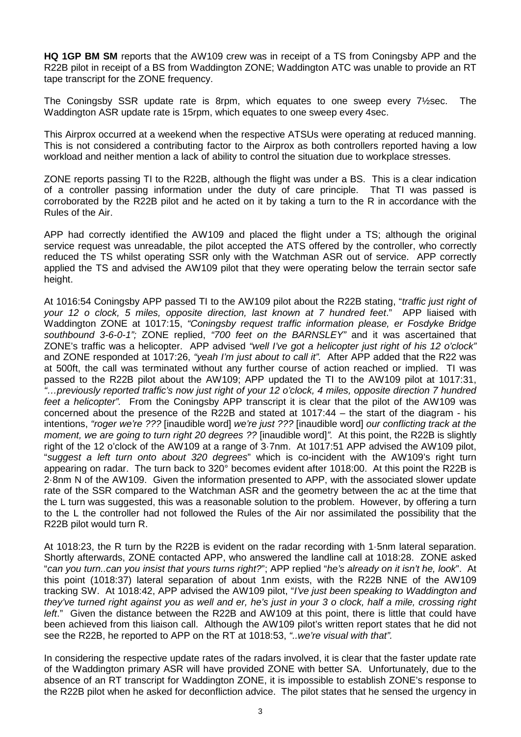**HQ 1GP BM SM** reports that the AW109 crew was in receipt of a TS from Coningsby APP and the R22B pilot in receipt of a BS from Waddington ZONE; Waddington ATC was unable to provide an RT tape transcript for the ZONE frequency.

The Coningsby SSR update rate is 8rpm, which equates to one sweep every 7½sec. The Waddington ASR update rate is 15rpm, which equates to one sweep every 4sec.

This Airprox occurred at a weekend when the respective ATSUs were operating at reduced manning. This is not considered a contributing factor to the Airprox as both controllers reported having a low workload and neither mention a lack of ability to control the situation due to workplace stresses.

ZONE reports passing TI to the R22B, although the flight was under a BS. This is a clear indication of a controller passing information under the duty of care principle. That TI was passed is corroborated by the R22B pilot and he acted on it by taking a turn to the R in accordance with the Rules of the Air.

APP had correctly identified the AW109 and placed the flight under a TS; although the original service request was unreadable, the pilot accepted the ATS offered by the controller, who correctly reduced the TS whilst operating SSR only with the Watchman ASR out of service. APP correctly applied the TS and advised the AW109 pilot that they were operating below the terrain sector safe height.

At 1016:54 Coningsby APP passed TI to the AW109 pilot about the R22B stating, "*traffic just right of your 12 o clock, 5 miles, opposite direction, last known at 7 hundred feet*." APP liaised with Waddington ZONE at 1017:15, *"Coningsby request traffic information please, er Fosdyke Bridge southbound 3-6-0-1";* ZONE replied, *"700 feet on the BARNSLEY"* and it was ascertained that ZONE's traffic was a helicopter. APP advised *"well I've got a helicopter just right of his 12 o'clock"* and ZONE responded at 1017:26, *"yeah I'm just about to call it".* After APP added that the R22 was at 500ft, the call was terminated without any further course of action reached or implied. TI was passed to the R22B pilot about the AW109; APP updated the TI to the AW109 pilot at 1017:31, *"…previously reported traffic's now just right of your 12 o'clock, 4 miles, opposite direction 7 hundred feet a helicopter".* From the Coningsby APP transcript it is clear that the pilot of the AW109 was concerned about the presence of the R22B and stated at 1017:44 – the start of the diagram - his intentions, *"roger we're ???* [inaudible word] *we're just ???* [inaudible word] *our conflicting track at the moment, we are going to turn right 20 degrees ??* [inaudible word]*".* At this point, the R22B is slightly right of the 12 o'clock of the AW109 at a range of 3·7nm. At 1017:51 APP advised the AW109 pilot, "*suggest a left turn onto about 320 degrees*" which is co-incident with the AW109's right turn appearing on radar. The turn back to 320° becomes evident after 1018:00. At this point the R22B is 2·8nm N of the AW109. Given the information presented to APP, with the associated slower update rate of the SSR compared to the Watchman ASR and the geometry between the ac at the time that the L turn was suggested, this was a reasonable solution to the problem. However, by offering a turn to the L the controller had not followed the Rules of the Air nor assimilated the possibility that the R22B pilot would turn R.

At 1018:23, the R turn by the R22B is evident on the radar recording with 1·5nm lateral separation. Shortly afterwards, ZONE contacted APP, who answered the landline call at 1018:28. ZONE asked "*can you turn..can you insist that yours turns right?*"; APP replied "*he's already on it isn't he, look*". At this point (1018:37) lateral separation of about 1nm exists, with the R22B NNE of the AW109 tracking SW. At 1018:42, APP advised the AW109 pilot, "*I've just been speaking to Waddington and they've turned right against you as well and er, he's just in your 3 o clock, half a mile, crossing right left*." Given the distance between the R22B and AW109 at this point, there is little that could have been achieved from this liaison call. Although the AW109 pilot's written report states that he did not see the R22B, he reported to APP on the RT at 1018:53, *"..we're visual with that".*

In considering the respective update rates of the radars involved, it is clear that the faster update rate of the Waddington primary ASR will have provided ZONE with better SA. Unfortunately, due to the absence of an RT transcript for Waddington ZONE, it is impossible to establish ZONE's response to the R22B pilot when he asked for deconfliction advice. The pilot states that he sensed the urgency in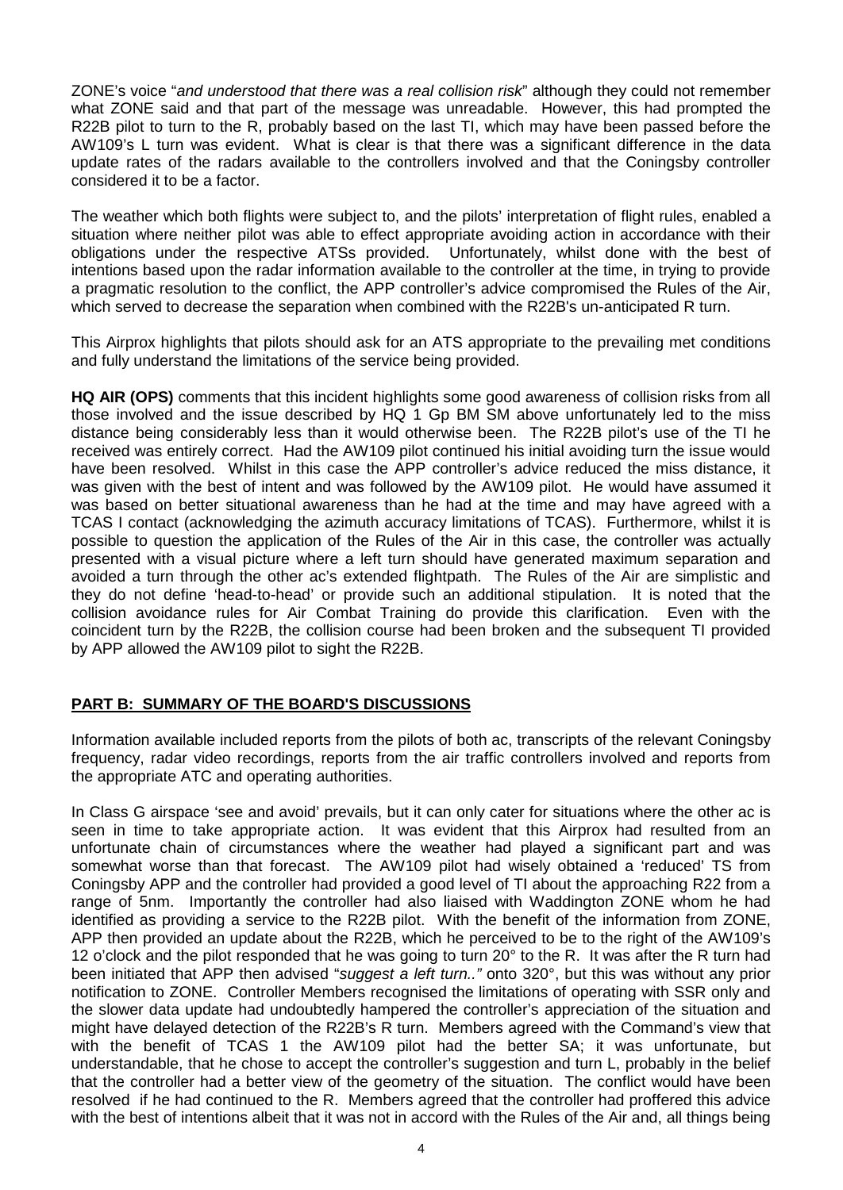ZONE's voice "*and understood that there was a real collision risk*" although they could not remember what ZONE said and that part of the message was unreadable. However, this had prompted the R22B pilot to turn to the R, probably based on the last TI, which may have been passed before the AW109's L turn was evident. What is clear is that there was a significant difference in the data update rates of the radars available to the controllers involved and that the Coningsby controller considered it to be a factor.

The weather which both flights were subject to, and the pilots' interpretation of flight rules, enabled a situation where neither pilot was able to effect appropriate avoiding action in accordance with their obligations under the respective ATSs provided. Unfortunately, whilst done with the best of intentions based upon the radar information available to the controller at the time, in trying to provide a pragmatic resolution to the conflict, the APP controller's advice compromised the Rules of the Air, which served to decrease the separation when combined with the R22B's un-anticipated R turn.

This Airprox highlights that pilots should ask for an ATS appropriate to the prevailing met conditions and fully understand the limitations of the service being provided.

**HQ AIR (OPS)** comments that this incident highlights some good awareness of collision risks from all those involved and the issue described by HQ 1 Gp BM SM above unfortunately led to the miss distance being considerably less than it would otherwise been. The R22B pilot's use of the TI he received was entirely correct. Had the AW109 pilot continued his initial avoiding turn the issue would have been resolved. Whilst in this case the APP controller's advice reduced the miss distance, it was given with the best of intent and was followed by the AW109 pilot. He would have assumed it was based on better situational awareness than he had at the time and may have agreed with a TCAS I contact (acknowledging the azimuth accuracy limitations of TCAS). Furthermore, whilst it is possible to question the application of the Rules of the Air in this case, the controller was actually presented with a visual picture where a left turn should have generated maximum separation and avoided a turn through the other ac's extended flightpath. The Rules of the Air are simplistic and they do not define 'head-to-head' or provide such an additional stipulation. It is noted that the collision avoidance rules for Air Combat Training do provide this clarification. Even with the coincident turn by the R22B, the collision course had been broken and the subsequent TI provided by APP allowed the AW109 pilot to sight the R22B.

## PART B: SUMMARY OF THE BOARD'S DISCUSSIONS

Information available included reports from the pilots of both ac, transcripts of the relevant Coningsby frequency, radar video recordings, reports from the air traffic controllers involved and reports from the appropriate ATC and operating authorities.

In Class G airspace 'see and avoid' prevails, but it can only cater for situations where the other ac is seen in time to take appropriate action. It was evident that this Airprox had resulted from an unfortunate chain of circumstances where the weather had played a significant part and was somewhat worse than that forecast. The AW109 pilot had wisely obtained a 'reduced' TS from Coningsby APP and the controller had provided a good level of TI about the approaching R22 from a range of 5nm. Importantly the controller had also liaised with Waddington ZONE whom he had identified as providing a service to the R22B pilot. With the benefit of the information from ZONE, APP then provided an update about the R22B, which he perceived to be to the right of the AW109's 12 o'clock and the pilot responded that he was going to turn 20° to the R. It was after the R turn had been initiated that APP then advised "*suggest a left turn..*" onto 320°, but this was without any prior notification to ZONE. Controller Members recognised the limitations of operating with SSR only and the slower data update had undoubtedly hampered the controller's appreciation of the situation and might have delayed detection of the R22B's R turn. Members agreed with the Command's view that with the benefit of TCAS 1 the AW109 pilot had the better SA; it was unfortunate, but understandable, that he chose to accept the controller's suggestion and turn L, probably in the belief that the controller had a better view of the geometry of the situation. The conflict would have been resolved if he had continued to the R. Members agreed that the controller had proffered this advice with the best of intentions albeit that it was not in accord with the Rules of the Air and, all things being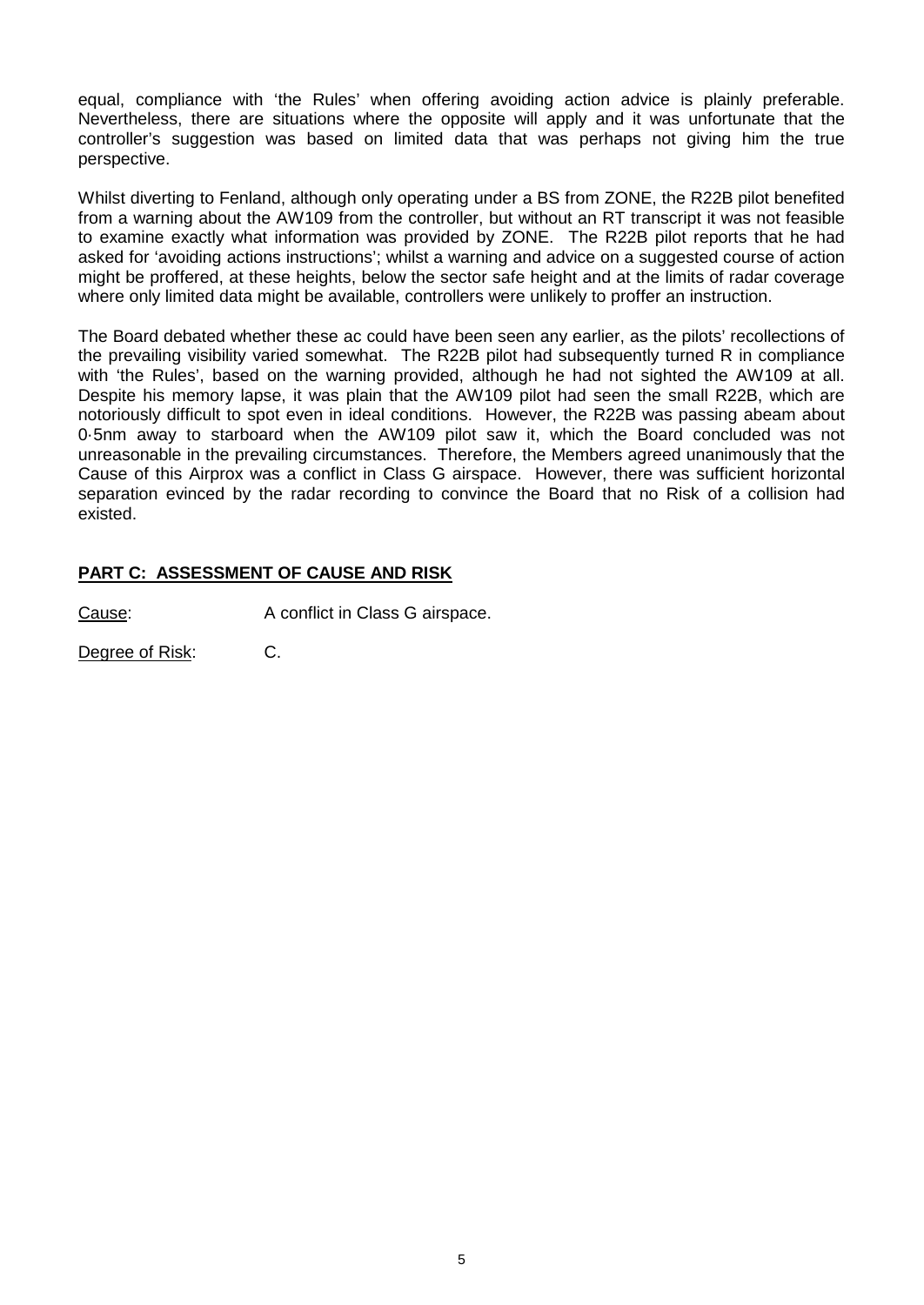equal, compliance with 'the Rules' when offering avoiding action advice is plainly preferable. Nevertheless, there are situations where the opposite will apply and it was unfortunate that the controller's suggestion was based on limited data that was perhaps not giving him the true perspective.

Whilst diverting to Fenland, although only operating under a BS from ZONE, the R22B pilot benefited from a warning about the AW109 from the controller, but without an RT transcript it was not feasible to examine exactly what information was provided by ZONE. The R22B pilot reports that he had asked for 'avoiding actions instructions'; whilst a warning and advice on a suggested course of action might be proffered, at these heights, below the sector safe height and at the limits of radar coverage where only limited data might be available, controllers were unlikely to proffer an instruction.

The Board debated whether these ac could have been seen any earlier, as the pilots' recollections of the prevailing visibility varied somewhat. The R22B pilot had subsequently turned R in compliance with 'the Rules', based on the warning provided, although he had not sighted the AW109 at all. Despite his memory lapse, it was plain that the AW109 pilot had seen the small R22B, which are notoriously difficult to spot even in ideal conditions. However, the R22B was passing abeam about 0·5nm away to starboard when the AW109 pilot saw it, which the Board concluded was not unreasonable in the prevailing circumstances. Therefore, the Members agreed unanimously that the Cause of this Airprox was a conflict in Class G airspace. However, there was sufficient horizontal separation evinced by the radar recording to convince the Board that no Risk of a collision had existed.

## PART C: ASSESSMENT OF CAUSE AND RISK

Cause: A conflict in Class G airspace.

Degree of Risk: C.